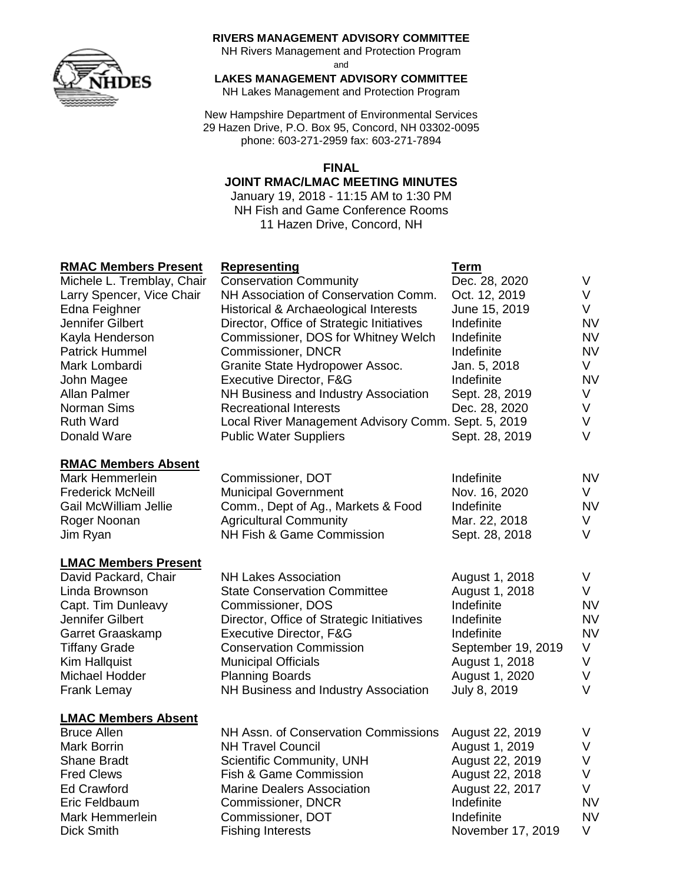**RIVERS MANAGEMENT ADVISORY COMMITTEE**
NH Rivers Management and Protection Program
and
**LAKES MANAGEMENT ADVISORY COMMITTEE**
NH Lakes Management and Protection Program

New Hampshire Department of Environmental Services
29 Hazen Drive, P.O. Box 95, Concord, NH 03302-0095
phone: 603-271-2959 fax: 603-271-7894

# FINAL
## JOINT RMAC/LMAC MEETING MINUTES

January 19, 2018 - 11:15 AM to 1:30 PM
NH Fish and Game Conference Rooms
11 Hazen Drive, Concord, NH

| **RMAC Members Present** | **Representing** | **Term** | |
|---|---|---|---|
| Michele L. Tremblay, Chair | Conservation Community | Dec. 28, 2020 | V |
| Larry Spencer, Vice Chair | NH Association of Conservation Comm. | Oct. 12, 2019 | V |
| Edna Feighner | Historical & Archaeological Interests | June 15, 2019 | V |
| Jennifer Gilbert | Director, Office of Strategic Initiatives | Indefinite | NV |
| Kayla Henderson | Commissioner, DOS for Whitney Welch | Indefinite | NV |
| Patrick Hummel | Commissioner, DNCR | Indefinite | NV |
| Mark Lombardi | Granite State Hydropower Assoc. | Jan. 5, 2018 | V |
| John Magee | Executive Director, F&G | Indefinite | NV |
| Allan Palmer | NH Business and Industry Association | Sept. 28, 2019 | V |
| Norman Sims | Recreational Interests | Dec. 28, 2020 | V |
| Ruth Ward | Local River Management Advisory Comm. | Sept. 5, 2019 | V |
| Donald Ware | Public Water Suppliers | Sept. 28, 2019 | V |

| **RMAC Members Absent** | | | |
|---|---|---|---|
| Mark Hemmerlein | Commissioner, DOT | Indefinite | NV |
| Frederick McNeill | Municipal Government | Nov. 16, 2020 | V |
| Gail McWilliam Jellie | Comm., Dept of Ag., Markets & Food | Indefinite | NV |
| Roger Noonan | Agricultural Community | Mar. 22, 2018 | V |
| Jim Ryan | NH Fish & Game Commission | Sept. 28, 2018 | V |

| **LMAC Members Present** | | | |
|---|---|---|---|
| David Packard, Chair | NH Lakes Association | August 1, 2018 | V |
| Linda Brownson | State Conservation Committee | August 1, 2018 | V |
| Capt. Tim Dunleavy | Commissioner, DOS | Indefinite | NV |
| Jennifer Gilbert | Director, Office of Strategic Initiatives | Indefinite | NV |
| Garret Graaskamp | Executive Director, F&G | Indefinite | NV |
| Tiffany Grade | Conservation Commission | September 19, 2019 | V |
| Kim Hallquist | Municipal Officials | August 1, 2018 | V |
| Michael Hodder | Planning Boards | August 1, 2020 | V |
| Frank Lemay | NH Business and Industry Association | July 8, 2019 | V |

| **LMAC Members Absent** | | | |
|---|---|---|---|
| Bruce Allen | NH Assn. of Conservation Commissions | August 22, 2019 | V |
| Mark Borrin | NH Travel Council | August 1, 2019 | V |
| Shane Bradt | Scientific Community, UNH | August 22, 2019 | V |
| Fred Clews | Fish & Game Commission | August 22, 2018 | V |
| Ed Crawford | Marine Dealers Association | August 22, 2017 | V |
| Eric Feldbaum | Commissioner, DNCR | Indefinite | NV |
| Mark Hemmerlein | Commissioner, DOT | Indefinite | NV |
| Dick Smith | Fishing Interests | November 17, 2019 | V |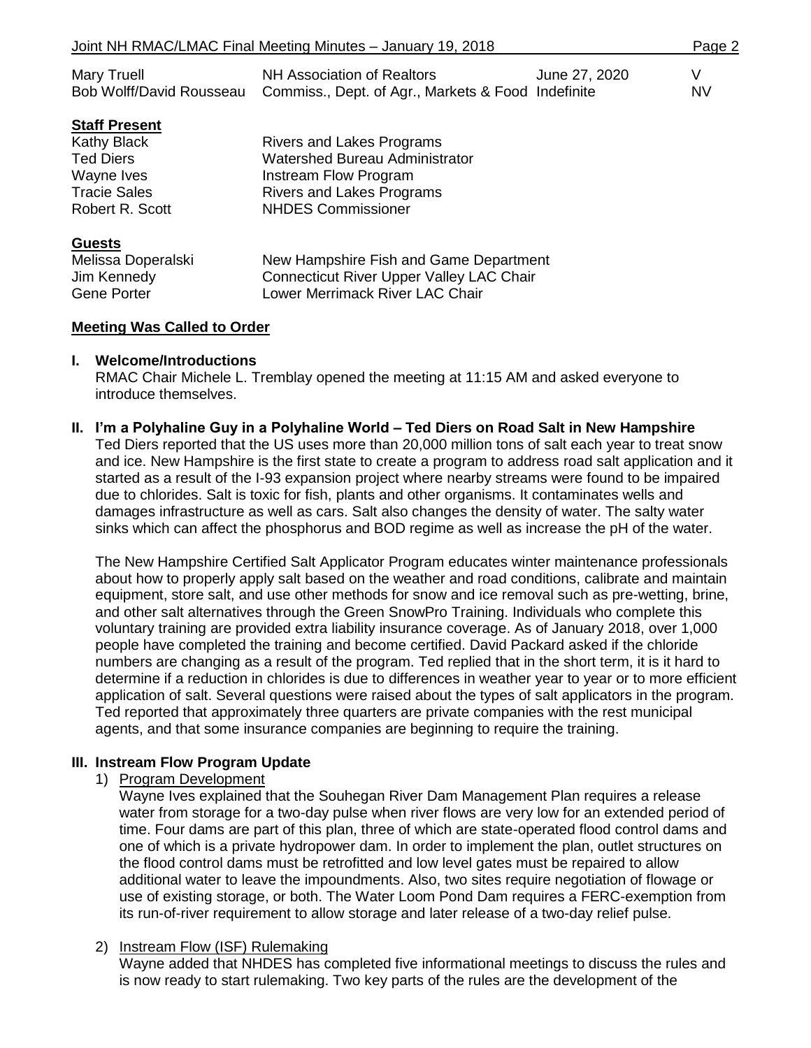| | | | |
|---|---|---|---|
| Mary Truell | NH Association of Realtors | June 27, 2020 | V |
| Bob Wolff/David Rousseau | Commiss., Dept. of Agr., Markets & Food | Indefinite | NV |

**Staff Present**

| | |
|---|---|
| Kathy Black | Rivers and Lakes Programs |
| Ted Diers | Watershed Bureau Administrator |
| Wayne Ives | Instream Flow Program |
| Tracie Sales | Rivers and Lakes Programs |
| Robert R. Scott | NHDES Commissioner |

**Guests**

| | |
|---|---|
| Melissa Doperalski | New Hampshire Fish and Game Department |
| Jim Kennedy | Connecticut River Upper Valley LAC Chair |
| Gene Porter | Lower Merrimack River LAC Chair |

**Meeting Was Called to Order**

**I. Welcome/Introductions**

RMAC Chair Michele L. Tremblay opened the meeting at 11:15 AM and asked everyone to introduce themselves.

**II. I'm a Polyhaline Guy in a Polyhaline World – Ted Diers on Road Salt in New Hampshire**

Ted Diers reported that the US uses more than 20,000 million tons of salt each year to treat snow and ice. New Hampshire is the first state to create a program to address road salt application and it started as a result of the I-93 expansion project where nearby streams were found to be impaired due to chlorides. Salt is toxic for fish, plants and other organisms. It contaminates wells and damages infrastructure as well as cars. Salt also changes the density of water. The salty water sinks which can affect the phosphorus and BOD regime as well as increase the pH of the water.

The New Hampshire Certified Salt Applicator Program educates winter maintenance professionals about how to properly apply salt based on the weather and road conditions, calibrate and maintain equipment, store salt, and use other methods for snow and ice removal such as pre-wetting, brine, and other salt alternatives through the Green SnowPro Training. Individuals who complete this voluntary training are provided extra liability insurance coverage. As of January 2018, over 1,000 people have completed the training and become certified. David Packard asked if the chloride numbers are changing as a result of the program. Ted replied that in the short term, it is it hard to determine if a reduction in chlorides is due to differences in weather year to year or to more efficient application of salt. Several questions were raised about the types of salt applicators in the program. Ted reported that approximately three quarters are private companies with the rest municipal agents, and that some insurance companies are beginning to require the training.

**III. Instream Flow Program Update**

1) Program Development

Wayne Ives explained that the Souhegan River Dam Management Plan requires a release water from storage for a two-day pulse when river flows are very low for an extended period of time. Four dams are part of this plan, three of which are state-operated flood control dams and one of which is a private hydropower dam. In order to implement the plan, outlet structures on the flood control dams must be retrofitted and low level gates must be repaired to allow additional water to leave the impoundments. Also, two sites require negotiation of flowage or use of existing storage, or both. The Water Loom Pond Dam requires a FERC-exemption from its run-of-river requirement to allow storage and later release of a two-day relief pulse.

2) Instream Flow (ISF) Rulemaking

Wayne added that NHDES has completed five informational meetings to discuss the rules and is now ready to start rulemaking. Two key parts of the rules are the development of the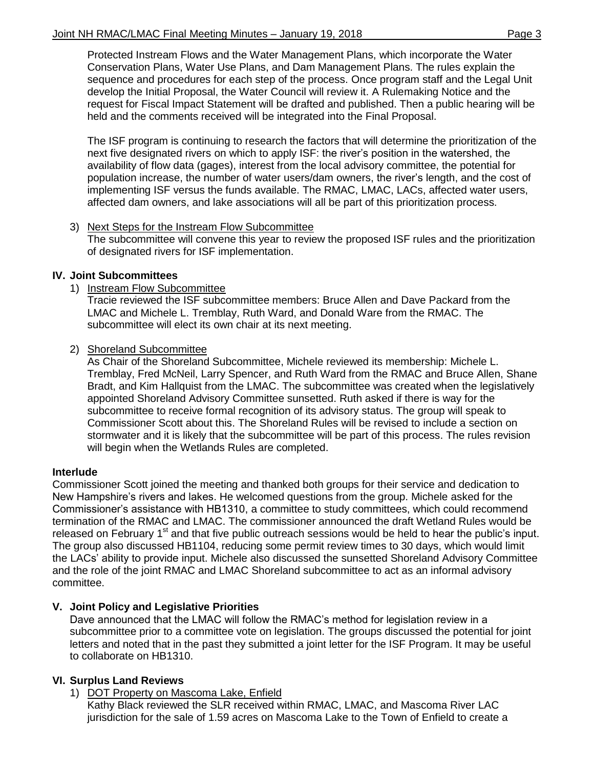Protected Instream Flows and the Water Management Plans, which incorporate the Water Conservation Plans, Water Use Plans, and Dam Management Plans. The rules explain the sequence and procedures for each step of the process. Once program staff and the Legal Unit develop the Initial Proposal, the Water Council will review it. A Rulemaking Notice and the request for Fiscal Impact Statement will be drafted and published. Then a public hearing will be held and the comments received will be integrated into the Final Proposal.

The ISF program is continuing to research the factors that will determine the prioritization of the next five designated rivers on which to apply ISF: the river's position in the watershed, the availability of flow data (gages), interest from the local advisory committee, the potential for population increase, the number of water users/dam owners, the river's length, and the cost of implementing ISF versus the funds available. The RMAC, LMAC, LACs, affected water users, affected dam owners, and lake associations will all be part of this prioritization process.

3) Next Steps for the Instream Flow Subcommittee
The subcommittee will convene this year to review the proposed ISF rules and the prioritization of designated rivers for ISF implementation.

## IV. Joint Subcommittees

1) Instream Flow Subcommittee
Tracie reviewed the ISF subcommittee members: Bruce Allen and Dave Packard from the LMAC and Michele L. Tremblay, Ruth Ward, and Donald Ware from the RMAC. The subcommittee will elect its own chair at its next meeting.

2) Shoreland Subcommittee
As Chair of the Shoreland Subcommittee, Michele reviewed its membership: Michele L. Tremblay, Fred McNeil, Larry Spencer, and Ruth Ward from the RMAC and Bruce Allen, Shane Bradt, and Kim Hallquist from the LMAC. The subcommittee was created when the legislatively appointed Shoreland Advisory Committee sunsetted. Ruth asked if there is way for the subcommittee to receive formal recognition of its advisory status. The group will speak to Commissioner Scott about this. The Shoreland Rules will be revised to include a section on stormwater and it is likely that the subcommittee will be part of this process. The rules revision will begin when the Wetlands Rules are completed.

## Interlude

Commissioner Scott joined the meeting and thanked both groups for their service and dedication to New Hampshire's rivers and lakes. He welcomed questions from the group. Michele asked for the Commissioner's assistance with HB1310, a committee to study committees, which could recommend termination of the RMAC and LMAC. The commissioner announced the draft Wetland Rules would be released on February 1st and that five public outreach sessions would be held to hear the public's input. The group also discussed HB1104, reducing some permit review times to 30 days, which would limit the LACs' ability to provide input. Michele also discussed the sunsetted Shoreland Advisory Committee and the role of the joint RMAC and LMAC Shoreland subcommittee to act as an informal advisory committee.

## V. Joint Policy and Legislative Priorities

Dave announced that the LMAC will follow the RMAC's method for legislation review in a subcommittee prior to a committee vote on legislation. The groups discussed the potential for joint letters and noted that in the past they submitted a joint letter for the ISF Program. It may be useful to collaborate on HB1310.

## VI. Surplus Land Reviews

1) DOT Property on Mascoma Lake, Enfield
Kathy Black reviewed the SLR received within RMAC, LMAC, and Mascoma River LAC jurisdiction for the sale of 1.59 acres on Mascoma Lake to the Town of Enfield to create a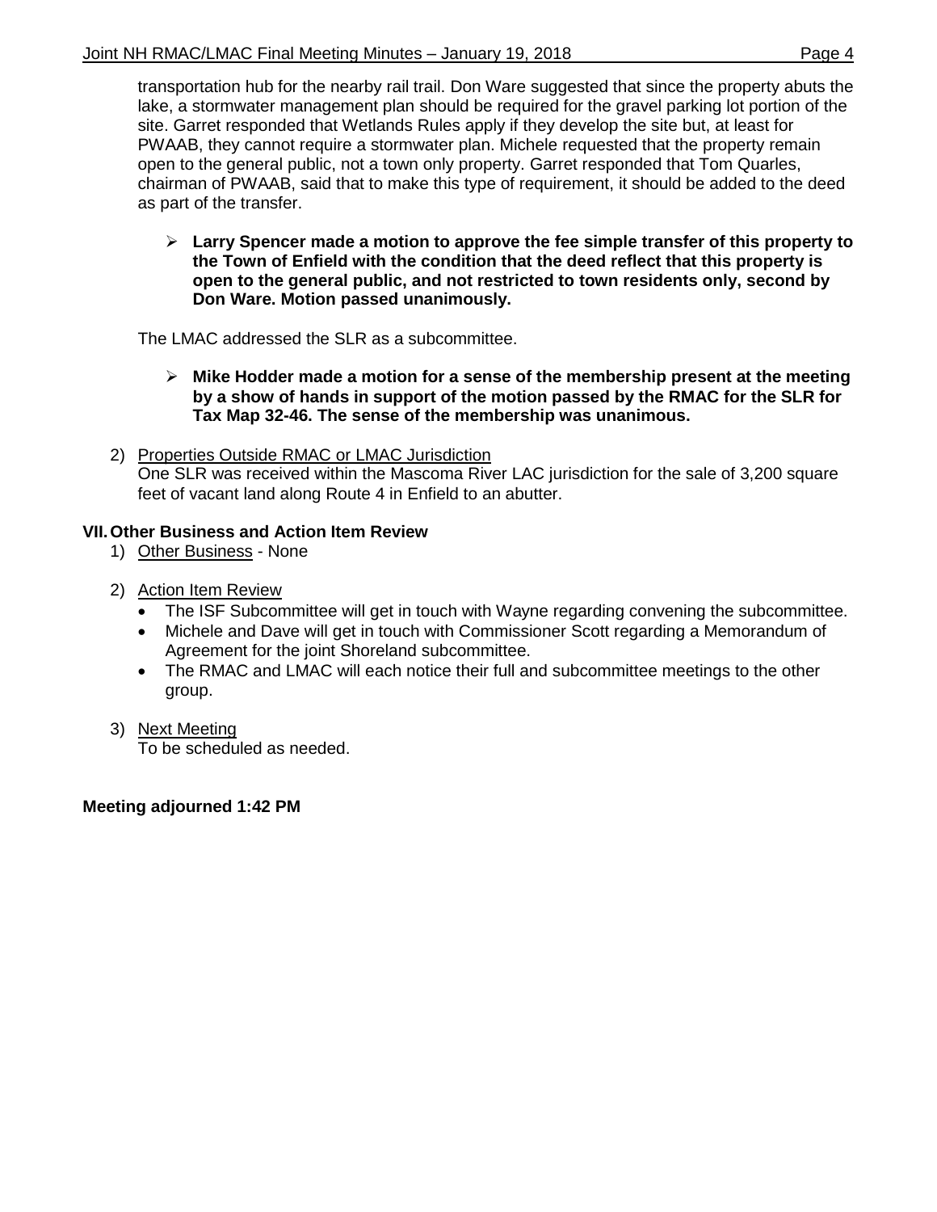transportation hub for the nearby rail trail. Don Ware suggested that since the property abuts the lake, a stormwater management plan should be required for the gravel parking lot portion of the site. Garret responded that Wetlands Rules apply if they develop the site but, at least for PWAAB, they cannot require a stormwater plan. Michele requested that the property remain open to the general public, not a town only property. Garret responded that Tom Quarles, chairman of PWAAB, said that to make this type of requirement, it should be added to the deed as part of the transfer.

- **Larry Spencer made a motion to approve the fee simple transfer of this property to the Town of Enfield with the condition that the deed reflect that this property is open to the general public, and not restricted to town residents only, second by Don Ware. Motion passed unanimously.**

The LMAC addressed the SLR as a subcommittee.

- **Mike Hodder made a motion for a sense of the membership present at the meeting by a show of hands in support of the motion passed by the RMAC for the SLR for Tax Map 32-46. The sense of the membership was unanimous.**

2) Properties Outside RMAC or LMAC Jurisdiction
One SLR was received within the Mascoma River LAC jurisdiction for the sale of 3,200 square feet of vacant land along Route 4 in Enfield to an abutter.

## VII. Other Business and Action Item Review

1) Other Business - None

2) Action Item Review
   - The ISF Subcommittee will get in touch with Wayne regarding convening the subcommittee.
   - Michele and Dave will get in touch with Commissioner Scott regarding a Memorandum of Agreement for the joint Shoreland subcommittee.
   - The RMAC and LMAC will each notice their full and subcommittee meetings to the other group.

3) Next Meeting
To be scheduled as needed.

**Meeting adjourned 1:42 PM**